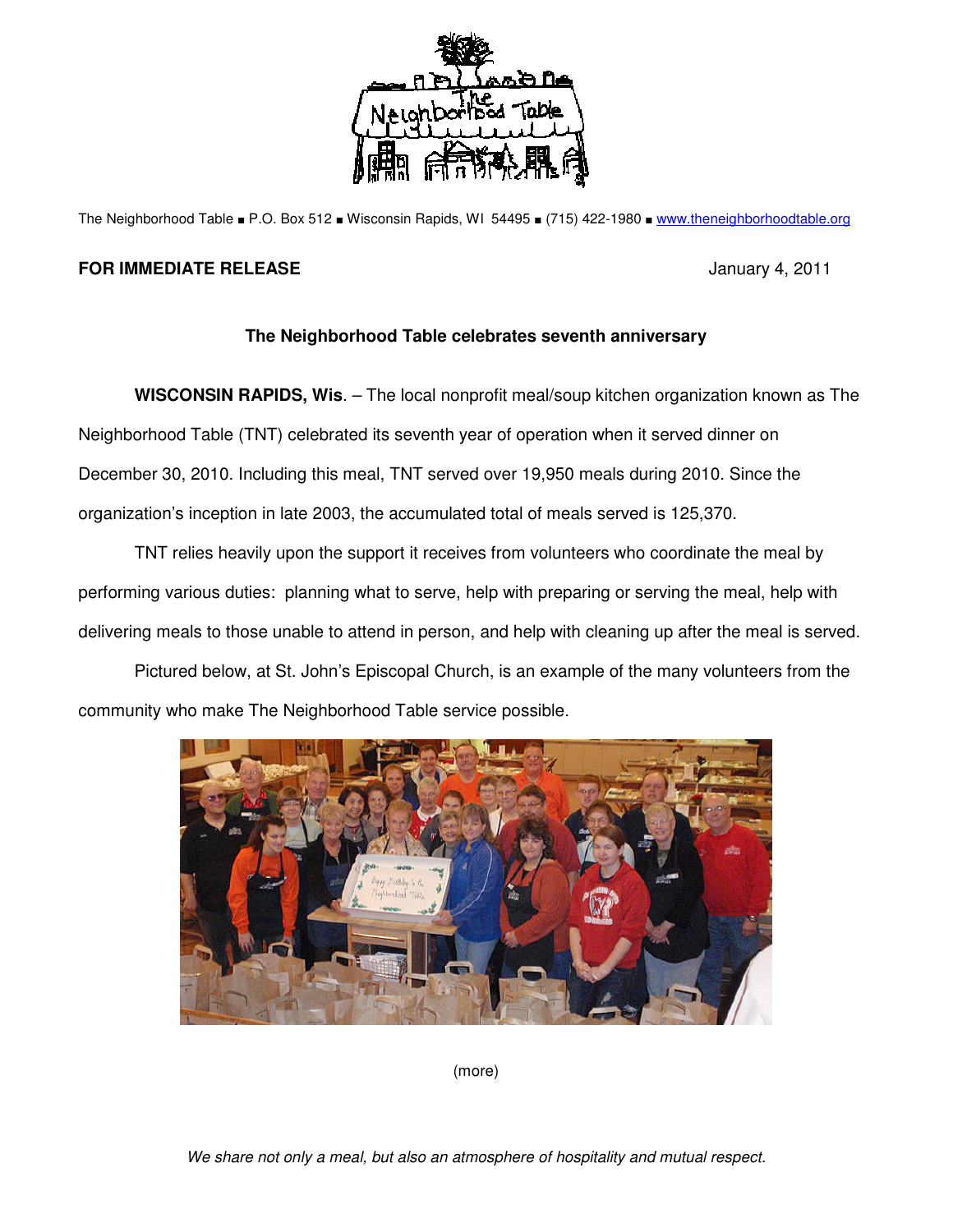The Neighborhood Table ■ P.O. Box 512 ■ Wisconsin Rapids, WI 54495 ■ (715) 422-1980 ■ www.theneighborhoodtable.org

**FOR IMMEDIATE RELEASE** January 4, 2011

**The Neighborhood Table celebrates seventh anniversary**

**WISCONSIN RAPIDS, Wis**. – The local nonprofit meal/soup kitchen organization known as The Neighborhood Table (TNT) celebrated its seventh year of operation when it served dinner on December 30, 2010. Including this meal, TNT served over 19,950 meals during 2010. Since the organization's inception in late 2003, the accumulated total of meals served is 125,370.

TNT relies heavily upon the support it receives from volunteers who coordinate the meal by performing various duties: planning what to serve, help with preparing or serving the meal, help with delivering meals to those unable to attend in person, and help with cleaning up after the meal is served.

Pictured below, at St. John's Episcopal Church, is an example of the many volunteers from the community who make The Neighborhood Table service possible.

(more)

*We share not only a meal, but also an atmosphere of hospitality and mutual respect.*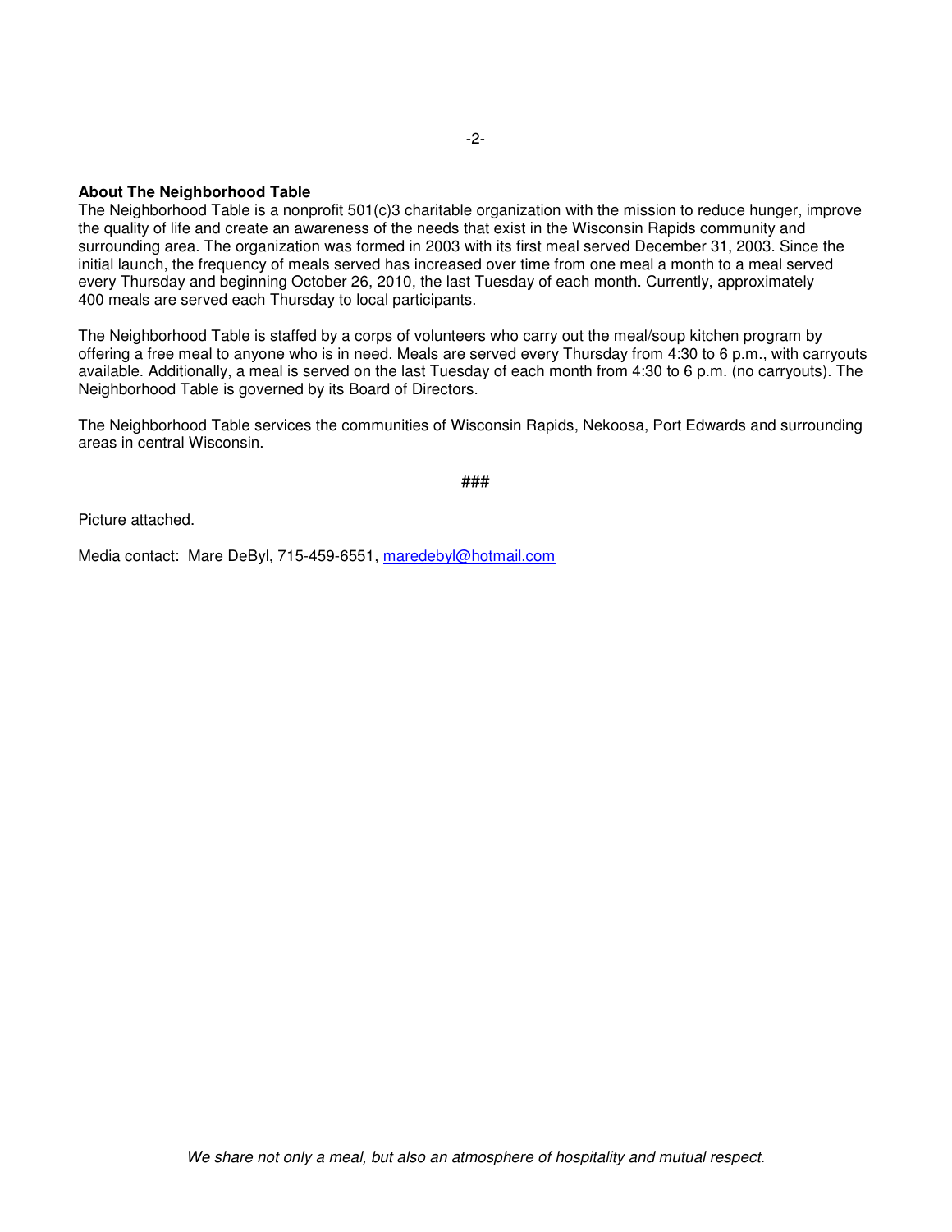**About The Neighborhood Table**

The Neighborhood Table is a nonprofit 501(c)3 charitable organization with the mission to reduce hunger, improve the quality of life and create an awareness of the needs that exist in the Wisconsin Rapids community and surrounding area. The organization was formed in 2003 with its first meal served December 31, 2003. Since the initial launch, the frequency of meals served has increased over time from one meal a month to a meal served every Thursday and beginning October 26, 2010, the last Tuesday of each month. Currently, approximately 400 meals are served each Thursday to local participants.

The Neighborhood Table is staffed by a corps of volunteers who carry out the meal/soup kitchen program by offering a free meal to anyone who is in need. Meals are served every Thursday from 4:30 to 6 p.m., with carryouts available. Additionally, a meal is served on the last Tuesday of each month from 4:30 to 6 p.m. (no carryouts). The Neighborhood Table is governed by its Board of Directors.

The Neighborhood Table services the communities of Wisconsin Rapids, Nekoosa, Port Edwards and surrounding areas in central Wisconsin.

###

Picture attached.

Media contact: Mare DeByl, 715-459-6551, maredebyl@hotmail.com

*We share not only a meal, but also an atmosphere of hospitality and mutual respect.*